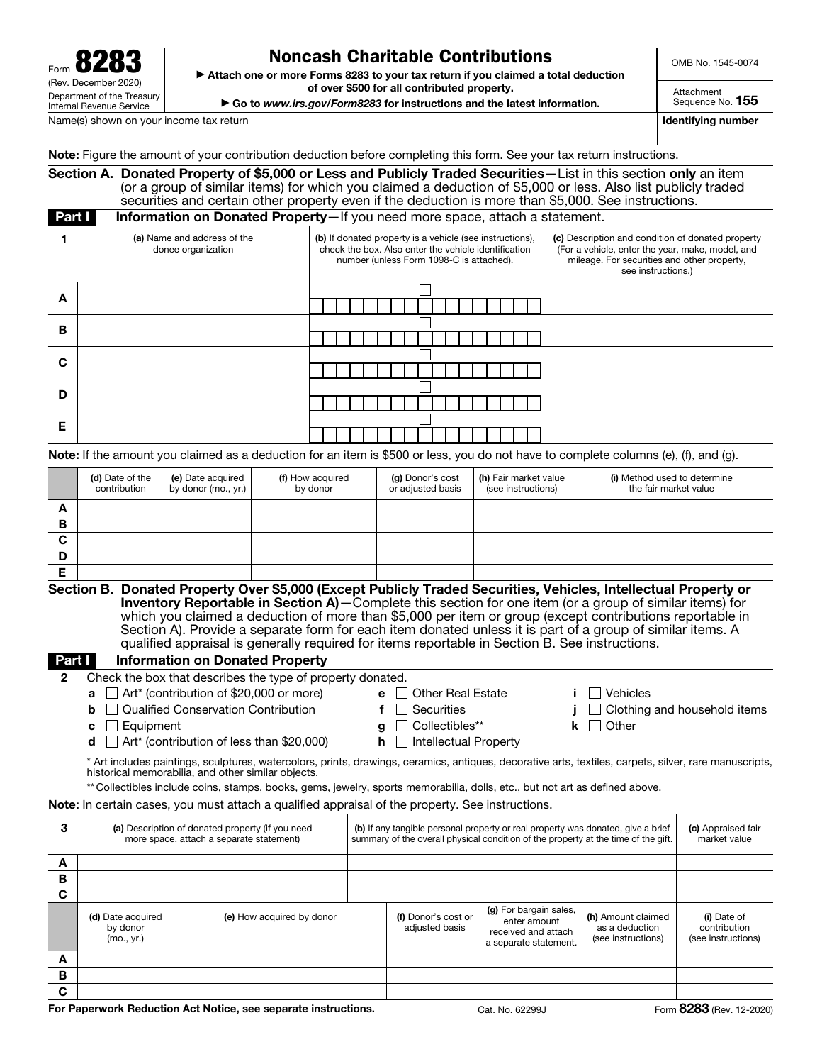Form **8283**
(Rev. December 2020)
Department of the Treasury
Internal Revenue Service

# Noncash Charitable Contributions

▶ Attach one or more Forms 8283 to your tax return if you claimed a total deduction of over $500 for all contributed property.

▶ Go to *www.irs.gov/Form8283* for instructions and the latest information.

OMB No. 1545-0074

Attachment Sequence No. **155**

Name(s) shown on your income tax return | **Identifying number**

**Note:** Figure the amount of your contribution deduction before completing this form. See your tax return instructions.

## Section A. Donated Property of $5,000 or Less and Publicly Traded Securities—List in this section only an item (or a group of similar items) for which you claimed a deduction of $5,000 or less. Also list publicly traded securities and certain other property even if the deduction is more than $5,000. See instructions.

### Part I Information on Donated Property—If you need more space, attach a statement.

| 1 | (a) Name and address of the donee organization | (b) If donated property is a vehicle (see instructions), check the box. Also enter the vehicle identification number (unless Form 1098-C is attached). | (c) Description and condition of donated property (For a vehicle, enter the year, make, model, and mileage. For securities and other property, see instructions.) |
|---|---|---|---|
| A | | ☐ | |
| B | | ☐ | |
| C | | ☐ | |
| D | | ☐ | |
| E | | ☐ | |

**Note:** If the amount you claimed as a deduction for an item is $500 or less, you do not have to complete columns (e), (f), and (g).

| | (d) Date of the contribution | (e) Date acquired by donor (mo., yr.) | (f) How acquired by donor | (g) Donor's cost or adjusted basis | (h) Fair market value (see instructions) | (i) Method used to determine the fair market value |
|---|---|---|---|---|---|---|
| A | | | | | | |
| B | | | | | | |
| C | | | | | | |
| D | | | | | | |
| E | | | | | | |

## Section B. Donated Property Over $5,000 (Except Publicly Traded Securities, Vehicles, Intellectual Property or Inventory Reportable in Section A)—Complete this section for one item (or a group of similar items) for which you claimed a deduction of more than $5,000 per item or group (except contributions reportable in Section A). Provide a separate form for each item donated unless it is part of a group of similar items. A qualified appraisal is generally required for items reportable in Section B. See instructions.

### Part I Information on Donated Property

**2** Check the box that describes the type of property donated.

- **a** ☐ Art* (contribution of $20,000 or more)
- **b** ☐ Qualified Conservation Contribution
- **c** ☐ Equipment
- **d** ☐ Art* (contribution of less than $20,000)
- **e** ☐ Other Real Estate
- **f** ☐ Securities
- **g** ☐ Collectibles**
- **h** ☐ Intellectual Property
- **i** ☐ Vehicles
- **j** ☐ Clothing and household items
- **k** ☐ Other

\* Art includes paintings, sculptures, watercolors, prints, drawings, ceramics, antiques, decorative arts, textiles, carpets, silver, rare manuscripts, historical memorabilia, and other similar objects.

\*\* Collectibles include coins, stamps, books, gems, jewelry, sports memorabilia, dolls, etc., but not art as defined above.

**Note:** In certain cases, you must attach a qualified appraisal of the property. See instructions.

| 3 | (a) Description of donated property (if you need more space, attach a separate statement) | (b) If any tangible personal property or real property was donated, give a brief summary of the overall physical condition of the property at the time of the gift. | (c) Appraised fair market value |
|---|---|---|---|
| A | | | |
| B | | | |
| C | | | |

| | (d) Date acquired by donor (mo., yr.) | (e) How acquired by donor | (f) Donor's cost or adjusted basis | (g) For bargain sales, enter amount received and attach a separate statement. | (h) Amount claimed as a deduction (see instructions) | (i) Date of contribution (see instructions) |
|---|---|---|---|---|---|---|
| A | | | | | | |
| B | | | | | | |
| C | | | | | | |

**For Paperwork Reduction Act Notice, see separate instructions.** Cat. No. 62299J Form **8283** (Rev. 12-2020)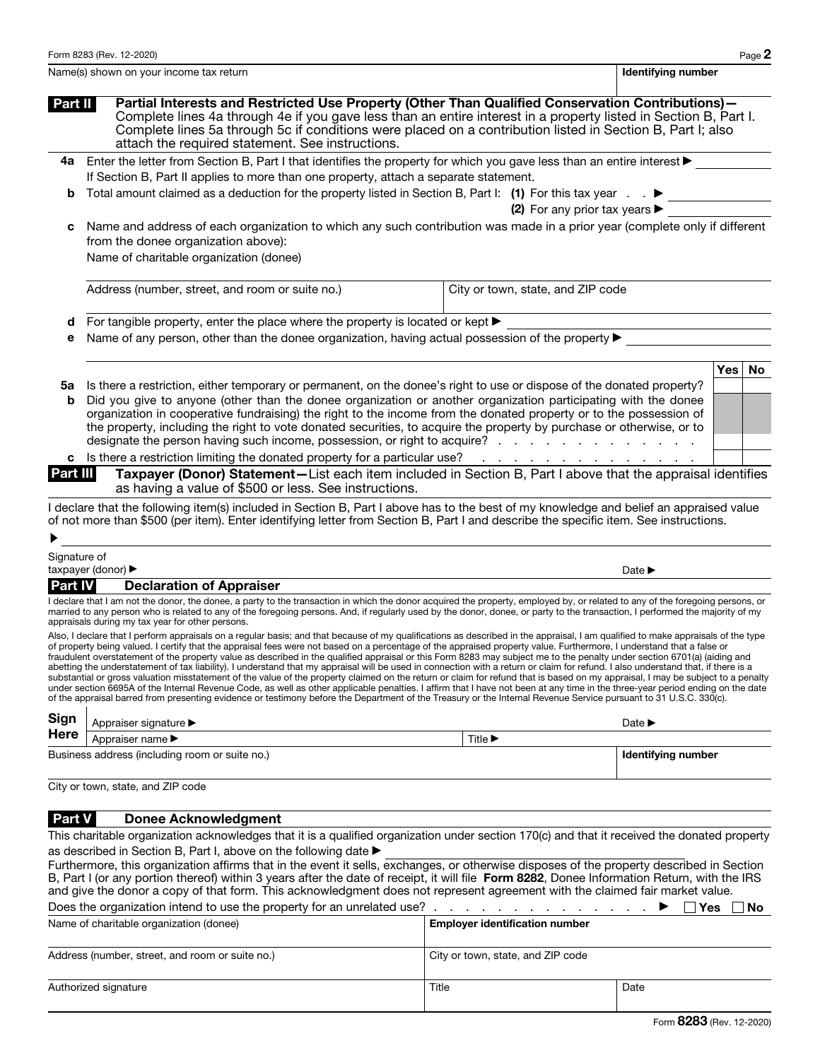Name(s) shown on your income tax return | Identifying number

## Part II Partial Interests and Restricted Use Property (Other Than Qualified Conservation Contributions)—

Complete lines 4a through 4e if you gave less than an entire interest in a property listed in Section B, Part I. Complete lines 5a through 5c if conditions were placed on a contribution listed in Section B, Part I; also attach the required statement. See instructions.

**4a** Enter the letter from Section B, Part I that identifies the property for which you gave less than an entire interest ▶ ____________

If Section B, Part II applies to more than one property, attach a separate statement.

**b** Total amount claimed as a deduction for the property listed in Section B, Part I: **(1)** For this tax year ▶ ____________

**(2)** For any prior tax years ▶ ____________

**c** Name and address of each organization to which any such contribution was made in a prior year (complete only if different from the donee organization above):

Name of charitable organization (donee)

| Address (number, street, and room or suite no.) | City or town, state, and ZIP code |
|---|---|
| | |

**d** For tangible property, enter the place where the property is located or kept ▶ ____________

**e** Name of any person, other than the donee organization, having actual possession of the property ▶ ____________

| | | Yes | No |
|---|---|---|---|
| **5a** | Is there a restriction, either temporary or permanent, on the donee's right to use or dispose of the donated property? | | |
| **b** | Did you give to anyone (other than the donee organization or another organization participating with the donee organization in cooperative fundraising) the right to the income from the donated property or to the possession of the property, including the right to vote donated securities, to acquire the property by purchase or otherwise, or to designate the person having such income, possession, or right to acquire? | | |
| **c** | Is there a restriction limiting the donated property for a particular use? | | |

## Part III Taxpayer (Donor) Statement—List each item included in Section B, Part I above that the appraisal identifies as having a value of $500 or less. See instructions.

I declare that the following item(s) included in Section B, Part I above has to the best of my knowledge and belief an appraised value of not more than $500 (per item). Enter identifying letter from Section B, Part I and describe the specific item. See instructions.

▶ ____________

Signature of taxpayer (donor) ▶ ____________ Date ▶ ____________

## Part IV Declaration of Appraiser

I declare that I am not the donor, the donee, a party to the transaction in which the donor acquired the property, employed by, or related to any of the foregoing persons, or married to any person who is related to any of the foregoing persons. And, if regularly used by the donor, donee, or party to the transaction, I performed the majority of my appraisals during my tax year for other persons.

Also, I declare that I perform appraisals on a regular basis; and that because of my qualifications as described in the appraisal, I am qualified to make appraisals of the type of property being valued. I certify that the appraisal fees were not based on a percentage of the appraised property value. Furthermore, I understand that a false or fraudulent overstatement of the property value as described in the qualified appraisal or this Form 8283 may subject me to the penalty under section 6701(a) (aiding and abetting the understatement of tax liability). I understand that my appraisal will be used in connection with a return or claim for refund. I also understand that, if there is a substantial or gross valuation misstatement of the value of the property claimed on the return or claim for refund that is based on my appraisal, I may be subject to a penalty under section 6695A of the Internal Revenue Code, as well as other applicable penalties. I affirm that I have not been at any time in the three-year period ending on the date of the appraisal barred from presenting evidence or testimony before the Department of the Treasury or the Internal Revenue Service pursuant to 31 U.S.C. 330(c).

**Sign Here**

Appraiser signature ▶ ____________ Date ▶ ____________

Appraiser name ▶ ____________ Title ▶ ____________

| Business address (including room or suite no.) | Identifying number |
|---|---|
| | |

City or town, state, and ZIP code

## Part V Donee Acknowledgment

This charitable organization acknowledges that it is a qualified organization under section 170(c) and that it received the donated property as described in Section B, Part I, above on the following date ▶ ____________

Furthermore, this organization affirms that in the event it sells, exchanges, or otherwise disposes of the property described in Section B, Part I (or any portion thereof) within 3 years after the date of receipt, it will file **Form 8282**, Donee Information Return, with the IRS and give the donor a copy of that form. This acknowledgment does not represent agreement with the claimed fair market value.

Does the organization intend to use the property for an unrelated use? ▶ ☐ **Yes** ☐ **No**

| Name of charitable organization (donee) | **Employer identification number** | |
|---|---|---|
| Address (number, street, and room or suite no.) | City or town, state, and ZIP code | |
| Authorized signature | Title | Date |

Form **8283** (Rev. 12-2020)